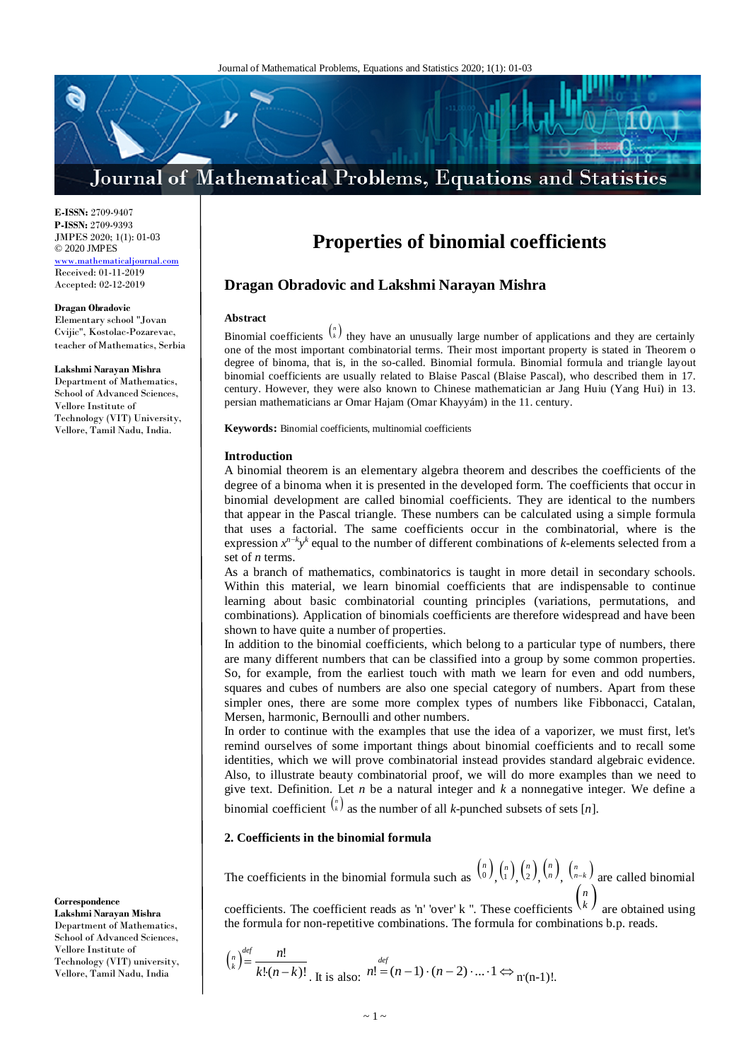E-ISSN: 2709-9407
P-ISSN: 2709-9393
JMPES 2020; 1(1): 01-03
© 2020 JMPES
www.mathematicaljournal.com
Received: 01-11-2019
Accepted: 02-12-2019

**Dragan Obradovic**
Elementary school "Jovan Cvijic", Kostolac-Pozarevac, teacher of Mathematics, Serbia

**Lakshmi Narayan Mishra**
Department of Mathematics, School of Advanced Sciences, Vellore Institute of Technology (VIT) University, Vellore, Tamil Nadu, India.

**Correspondence**
**Lakshmi Narayan Mishra**
Department of Mathematics, School of Advanced Sciences, Vellore Institute of Technology (VIT) university, Vellore, Tamil Nadu, India

# Properties of binomial coefficients

## Dragan Obradovic and Lakshmi Narayan Mishra

### Abstract

Binomial coefficients $\binom{n}{k}$ they have an unusually large number of applications and they are certainly one of the most important combinatorial terms. Their most important property is stated in Theorem o degree of binoma, that is, in the so-called. Binomial formula. Binomial formula and triangle layout binomial coefficients are usually related to Blaise Pascal (Blaise Pascal), who described them in 17. century. However, they were also known to Chinese mathematician ar Jang Huiu (Yang Hui) in 13. persian mathematicians ar Omar Hajam (Omar Khayyám) in the 11. century.

**Keywords:** Binomial coefficients, multinomial coefficients

### Introduction

A binomial theorem is an elementary algebra theorem and describes the coefficients of the degree of a binoma when it is presented in the developed form. The coefficients that occur in binomial development are called binomial coefficients. They are identical to the numbers that appear in the Pascal triangle. These numbers can be calculated using a simple formula that uses a factorial. The same coefficients occur in the combinatorial, where is the expression $x^{n-k}y^k$ equal to the number of different combinations of $k$-elements selected from a set of $n$ terms.

As a branch of mathematics, combinatorics is taught in more detail in secondary schools. Within this material, we learn binomial coefficients that are indispensable to continue learning about basic combinatorial counting principles (variations, permutations, and combinations). Application of binomials coefficients are therefore widespread and have been shown to have quite a number of properties.

In addition to the binomial coefficients, which belong to a particular type of numbers, there are many different numbers that can be classified into a group by some common properties. So, for example, from the earliest touch with math we learn for even and odd numbers, squares and cubes of numbers are also one special category of numbers. Apart from these simpler ones, there are some more complex types of numbers like Fibbonacci, Catalan, Mersen, harmonic, Bernoulli and other numbers.

In order to continue with the examples that use the idea of a vaporizer, we must first, let's remind ourselves of some important things about binomial coefficients and to recall some identities, which we will prove combinatorial instead provides standard algebraic evidence. Also, to illustrate beauty combinatorial proof, we will do more examples than we need to give text. Definition. Let $n$ be a natural integer and $k$ a nonnegative integer. We define a binomial coefficient $\binom{n}{k}$ as the number of all $k$-punched subsets of sets $[n]$.

### 2. Coefficients in the binomial formula

The coefficients in the binomial formula such as $\binom{n}{0}, \binom{n}{1}, \binom{n}{2}, \binom{n}{n}, \binom{n}{n-k}$ are called binomial coefficients. The coefficient reads as 'n' 'over' k ". These coefficients $\binom{n}{k}$ are obtained using the formula for non-repetitive combinations. The formula for combinations b.p. reads.

$$\binom{n}{k} \overset{def}{=} \frac{n!}{k!(n-k)!}$$. It is also: $n! \overset{def}{=} (n-1)\cdot(n-2)\cdot\ldots\cdot 1 \Leftrightarrow$ n·(n-1)!.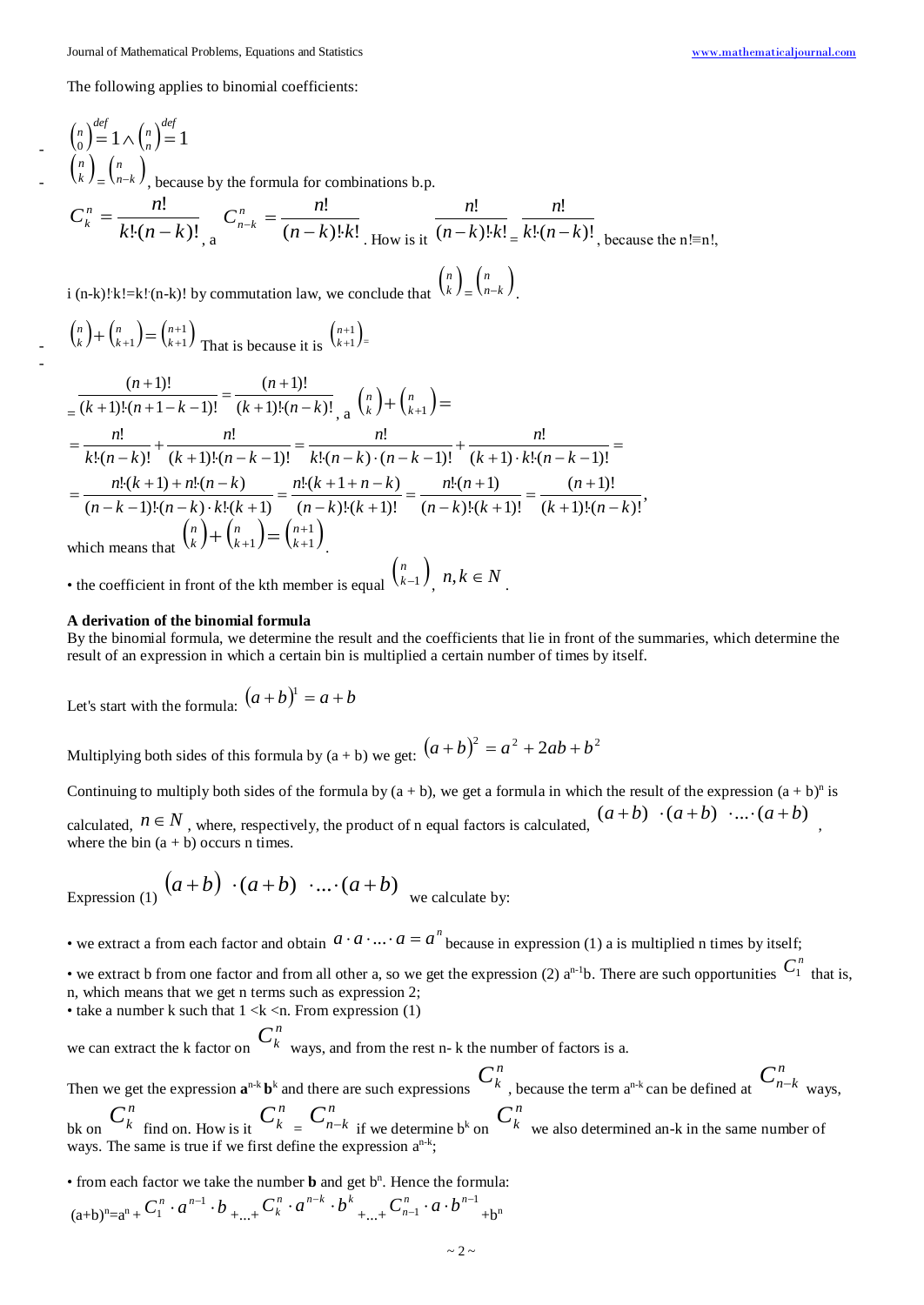The following applies to binomial coefficients:

- $\binom{n}{0} \overset{def}{=} 1 \wedge \binom{n}{n} \overset{def}{=} 1$
- $\binom{n}{k} = \binom{n}{n-k}$, because by the formula for combinations b.p.

$C_k^n = \dfrac{n!}{k! \cdot (n-k)!}$, a $C_{n-k}^n = \dfrac{n!}{(n-k)! \cdot k!}$. How is it $\dfrac{n!}{(n-k)! \cdot k!} = \dfrac{n!}{k! \cdot (n-k)!}$, because the n!≡n!,

i (n-k)!·k!=k!·(n-k)! by commutation law, we conclude that $\binom{n}{k} = \binom{n}{n-k}$.

- $\binom{n}{k} + \binom{n}{k+1} = \binom{n+1}{k+1}$ That is because it is $\binom{n+1}{k+1} =$
-

$= \dfrac{(n+1)!}{(k+1)! \cdot (n+1-k-1)!} = \dfrac{(n+1)!}{(k+1)! \cdot (n-k)!}$, a $\binom{n}{k} + \binom{n}{k+1} =$

$$= \frac{n!}{k! \cdot (n-k)!} + \frac{n!}{(k+1)! \cdot (n-k-1)!} = \frac{n!}{k! \cdot (n-k) \cdot (n-k-1)!} + \frac{n!}{(k+1) \cdot k! \cdot (n-k-1)!} =$$

$$= \frac{n! \cdot (k+1) + n! \cdot (n-k)}{(n-k-1)! \cdot (n-k) \cdot k! \cdot (k+1)} = \frac{n! \cdot (k+1+n-k)}{(n-k)! \cdot (k+1)!} = \frac{n! \cdot (n+1)}{(n-k)! \cdot (k+1)!} = \frac{(n+1)!}{(k+1)! \cdot (n-k)!},$$

which means that $\binom{n}{k} + \binom{n}{k+1} = \binom{n+1}{k+1}$.

• the coefficient in front of the kth member is equal $\binom{n}{k-1}$, $n, k \in N$.

**A derivation of the binomial formula**

By the binomial formula, we determine the result and the coefficients that lie in front of the summaries, which determine the result of an expression in which a certain bin is multiplied a certain number of times by itself.

Let's start with the formula: $(a+b)^1 = a+b$

Multiplying both sides of this formula by (a + b) we get: $(a+b)^2 = a^2 + 2ab + b^2$

Continuing to multiply both sides of the formula by (a + b), we get a formula in which the result of the expression $(a + b)^n$ is calculated, $n \in N$, where, respectively, the product of n equal factors is calculated, $(a+b) \cdot (a+b) \cdot ... \cdot (a+b)$, where the bin (a + b) occurs n times.

Expression (1) $(a+b) \cdot (a+b) \cdot ... \cdot (a+b)$ we calculate by:

• we extract a from each factor and obtain $a \cdot a \cdot ... \cdot a = a^n$ because in expression (1) a is multiplied n times by itself;

• we extract b from one factor and from all other a, so we get the expression (2) $a^{n-1}b$. There are such opportunities $C_1^n$ that is, n, which means that we get n terms such as expression 2;

• take a number k such that 1 <k <n. From expression (1)

we can extract the k factor on $C_k^n$ ways, and from the rest n- k the number of factors is a.

Then we get the expression $\mathbf{a}^{n-k}\mathbf{b}^k$ and there are such expressions $C_k^n$, because the term $a^{n-k}$ can be defined at $C_{n-k}^n$ ways, bk on $C_k^n$ find on. How is it $C_k^n = C_{n-k}^n$ if we determine $b^k$ on $C_k^n$ we also determined an-k in the same number of ways. The same is true if we first define the expression $a^{n-k}$;

• from each factor we take the number **b** and get $b^n$. Hence the formula:

$(a+b)^n = a^n + C_1^n \cdot a^{n-1} \cdot b + ... + C_k^n \cdot a^{n-k} \cdot b^k + ... + C_{n-1}^n \cdot a \cdot b^{n-1} + b^n$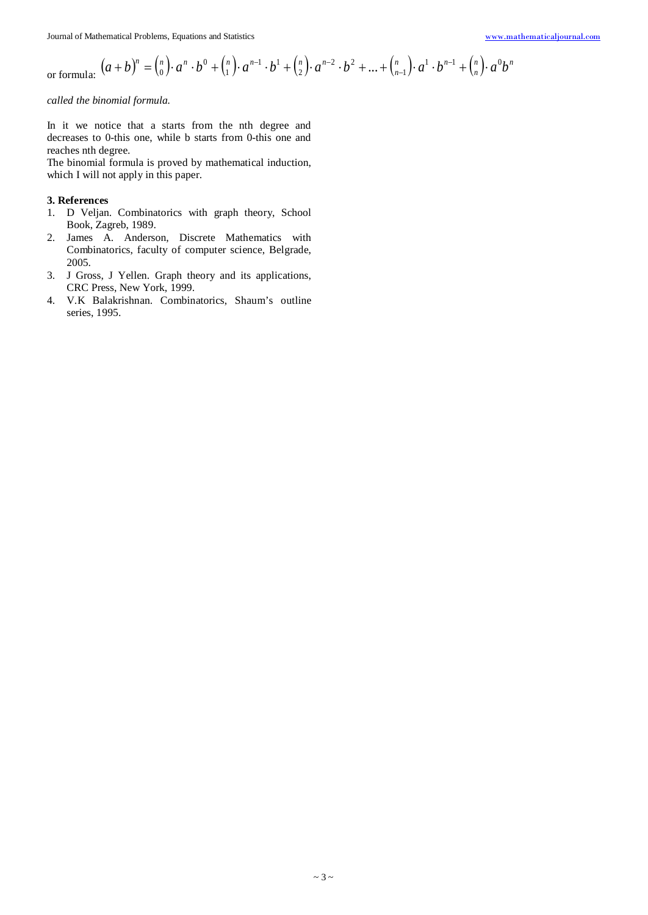or formula: $$(a+b)^n = \binom{n}{0}\cdot a^n \cdot b^0 + \binom{n}{1}\cdot a^{n-1}\cdot b^1 + \binom{n}{2}\cdot a^{n-2}\cdot b^2 + ... + \binom{n}{n-1}\cdot a^1 \cdot b^{n-1} + \binom{n}{n}\cdot a^0 b^n$$

*called the binomial formula.*

In it we notice that a starts from the nth degree and decreases to 0-this one, while b starts from 0-this one and reaches nth degree.
The binomial formula is proved by mathematical induction, which I will not apply in this paper.

### 3. References

1. D Veljan. Combinatorics with graph theory, School Book, Zagreb, 1989.
2. James A. Anderson, Discrete Mathematics with Combinatorics, faculty of computer science, Belgrade, 2005.
3. J Gross, J Yellen. Graph theory and its applications, CRC Press, New York, 1999.
4. V.K Balakrishnan. Combinatorics, Shaum's outline series, 1995.